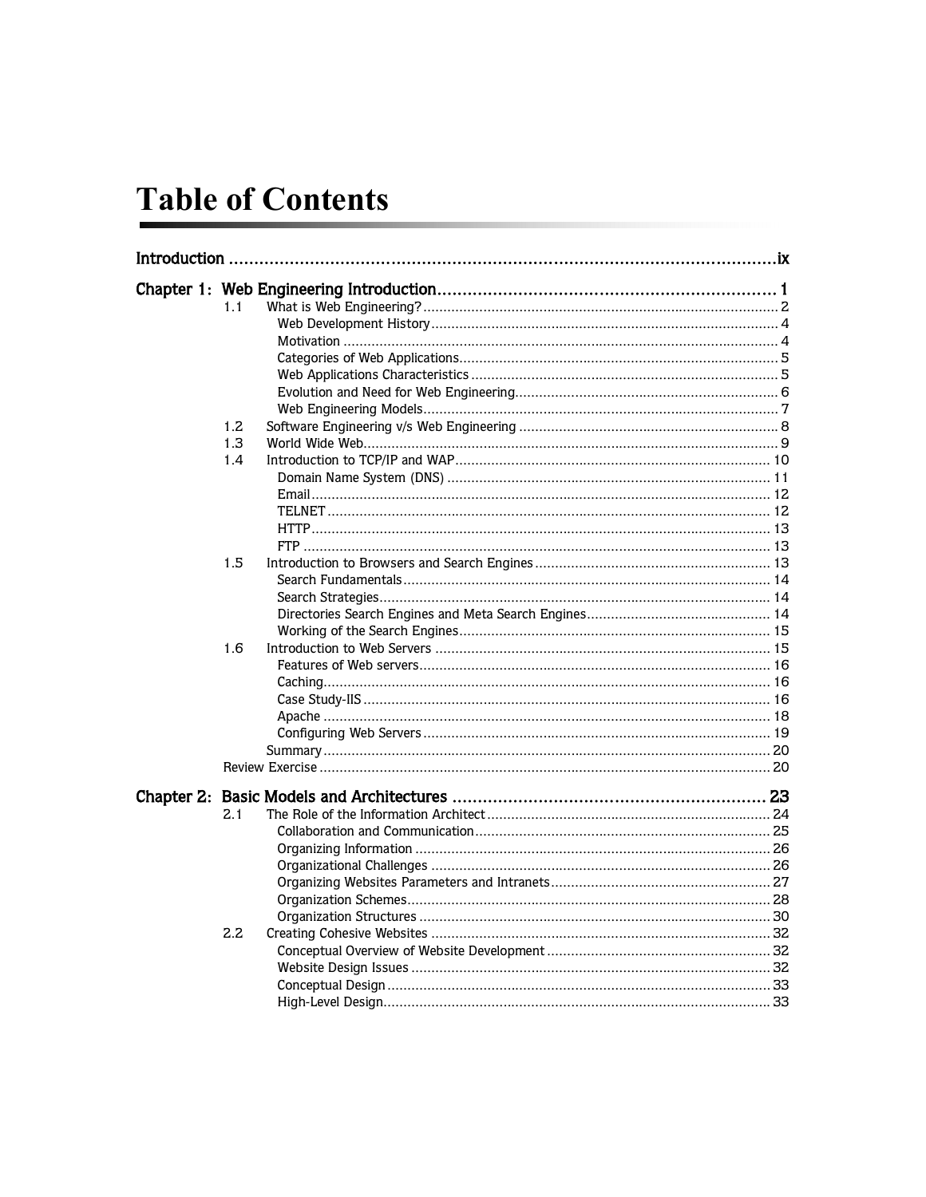# Table of Contents

**Introduction** .......................................................... ix

**Chapter 1: Web Engineering Introduction** .......................................................... 1

- 1.1 What is Web Engineering? .......................................................... 2
  - Web Development History .......................................................... 4
  - Motivation .......................................................... 4
  - Categories of Web Applications .......................................................... 5
  - Web Applications Characteristics .......................................................... 5
  - Evolution and Need for Web Engineering .......................................................... 6
  - Web Engineering Models .......................................................... 7
- 1.2 Software Engineering v/s Web Engineering .......................................................... 8
- 1.3 World Wide Web .......................................................... 9
- 1.4 Introduction to TCP/IP and WAP .......................................................... 10
  - Domain Name System (DNS) .......................................................... 11
  - Email .......................................................... 12
  - TELNET .......................................................... 12
  - HTTP .......................................................... 13
  - FTP .......................................................... 13
- 1.5 Introduction to Browsers and Search Engines .......................................................... 13
  - Search Fundamentals .......................................................... 14
  - Search Strategies .......................................................... 14
  - Directories Search Engines and Meta Search Engines .......................................................... 14
  - Working of the Search Engines .......................................................... 15
- 1.6 Introduction to Web Servers .......................................................... 15
  - Features of Web servers .......................................................... 16
  - Caching .......................................................... 16
  - Case Study-IIS .......................................................... 16
  - Apache .......................................................... 18
  - Configuring Web Servers .......................................................... 19
- Summary .......................................................... 20
- Review Exercise .......................................................... 20

**Chapter 2: Basic Models and Architectures** .......................................................... 23

- 2.1 The Role of the Information Architect .......................................................... 24
  - Collaboration and Communication .......................................................... 25
  - Organizing Information .......................................................... 26
  - Organizational Challenges .......................................................... 26
  - Organizing Websites Parameters and Intranets .......................................................... 27
  - Organization Schemes .......................................................... 28
  - Organization Structures .......................................................... 30
- 2.2 Creating Cohesive Websites .......................................................... 32
  - Conceptual Overview of Website Development .......................................................... 32
  - Website Design Issues .......................................................... 32
  - Conceptual Design .......................................................... 33
  - High-Level Design .......................................................... 33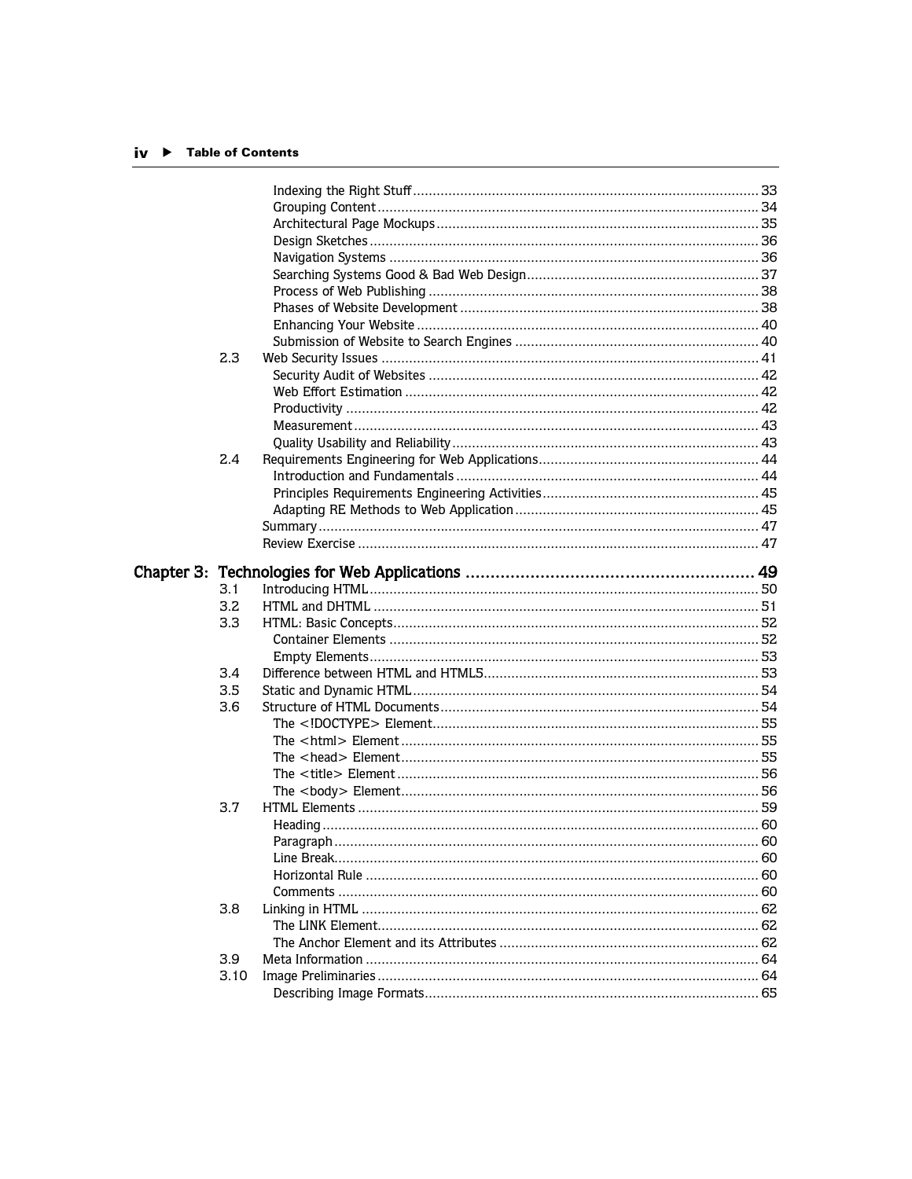Indexing the Right Stuff ........................................................................................ 33
Grouping Content ................................................................................................ 34
Architectural Page Mockups ................................................................................. 35
Design Sketches .................................................................................................. 36
Navigation Systems ............................................................................................. 36
Searching Systems Good & Bad Web Design ........................................................... 37
Process of Web Publishing ................................................................................... 38
Phases of Website Development ........................................................................... 38
Enhancing Your Website ...................................................................................... 40
Submission of Website to Search Engines ............................................................. 40

2.3 Web Security Issues ................................................................................................ 41
Security Audit of Websites ................................................................................... 42
Web Effort Estimation .......................................................................................... 42
Productivity ........................................................................................................ 42
Measurement ...................................................................................................... 43
Quality Usability and Reliability ............................................................................. 43

2.4 Requirements Engineering for Web Applications ........................................................ 44
Introduction and Fundamentals ............................................................................ 44
Principles Requirements Engineering Activities ...................................................... 45
Adapting RE Methods to Web Application ............................................................. 45
Summary ............................................................................................................... 47
Review Exercise ..................................................................................................... 47

## Chapter 3: Technologies for Web Applications ........................................................ 49

3.1 Introducing HTML .................................................................................................. 50
3.2 HTML and DHTML .................................................................................................. 51
3.3 HTML: Basic Concepts ............................................................................................. 52
Container Elements ............................................................................................. 52
Empty Elements .................................................................................................. 53
3.4 Difference between HTML and HTML5 ..................................................................... 53
3.5 Static and Dynamic HTML ........................................................................................ 54
3.6 Structure of HTML Documents ................................................................................. 54
The <!DOCTYPE> Element .................................................................................. 55
The <html> Element ........................................................................................... 55
The <head> Element ........................................................................................... 55
The <title> Element ............................................................................................ 56
The <body> Element ........................................................................................... 56
3.7 HTML Elements ...................................................................................................... 59
Heading .............................................................................................................. 60
Paragraph ........................................................................................................... 60
Line Break ........................................................................................................... 60
Horizontal Rule ................................................................................................... 60
Comments .......................................................................................................... 60
3.8 Linking in HTML ..................................................................................................... 62
The LINK Element ................................................................................................ 62
The Anchor Element and its Attributes .................................................................. 62
3.9 Meta Information ................................................................................................... 64
3.10 Image Preliminaries ................................................................................................ 64
Describing Image Formats .................................................................................... 65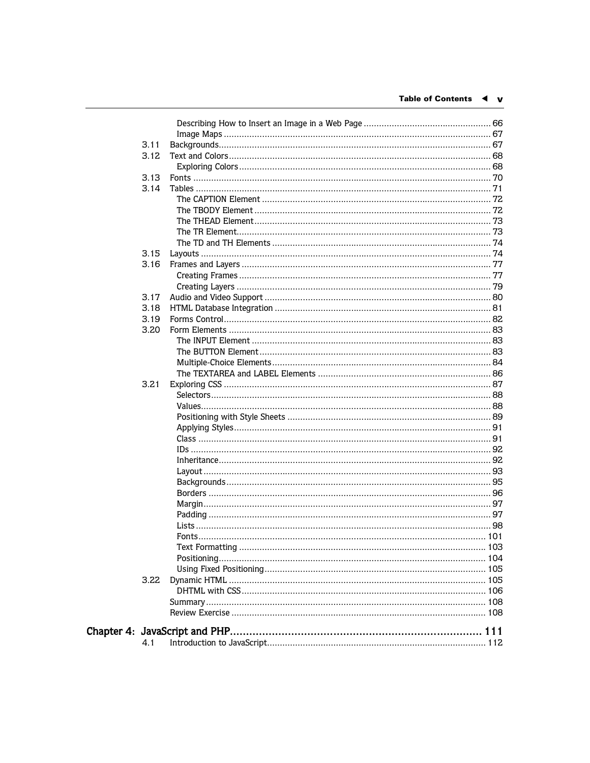- Describing How to Insert an Image in a Web Page ........ 66
- Image Maps ........ 67

3.11 Backgrounds ........ 67

3.12 Text and Colors ........ 68

- Exploring Colors ........ 68

3.13 Fonts ........ 70

3.14 Tables ........ 71

- The CAPTION Element ........ 72
- The TBODY Element ........ 72
- The THEAD Element ........ 73
- The TR Element ........ 73
- The TD and TH Elements ........ 74

3.15 Layouts ........ 74

3.16 Frames and Layers ........ 77

- Creating Frames ........ 77
- Creating Layers ........ 79

3.17 Audio and Video Support ........ 80

3.18 HTML Database Integration ........ 81

3.19 Forms Control ........ 82

3.20 Form Elements ........ 83

- The INPUT Element ........ 83
- The BUTTON Element ........ 83
- Multiple-Choice Elements ........ 84
- The TEXTAREA and LABEL Elements ........ 86

3.21 Exploring CSS ........ 87

- Selectors ........ 88
- Values ........ 88
- Positioning with Style Sheets ........ 89
- Applying Styles ........ 91
- Class ........ 91
- IDs ........ 92
- Inheritance ........ 92
- Layout ........ 93
- Backgrounds ........ 95
- Borders ........ 96
- Margin ........ 97
- Padding ........ 97
- Lists ........ 98
- Fonts ........ 101
- Text Formatting ........ 103
- Positioning ........ 104
- Using Fixed Positioning ........ 105

3.22 Dynamic HTML ........ 105

- DHTML with CSS ........ 106

Summary ........ 108

Review Exercise ........ 108

## Chapter 4: JavaScript and PHP ........ 111

4.1 Introduction to JavaScript ........ 112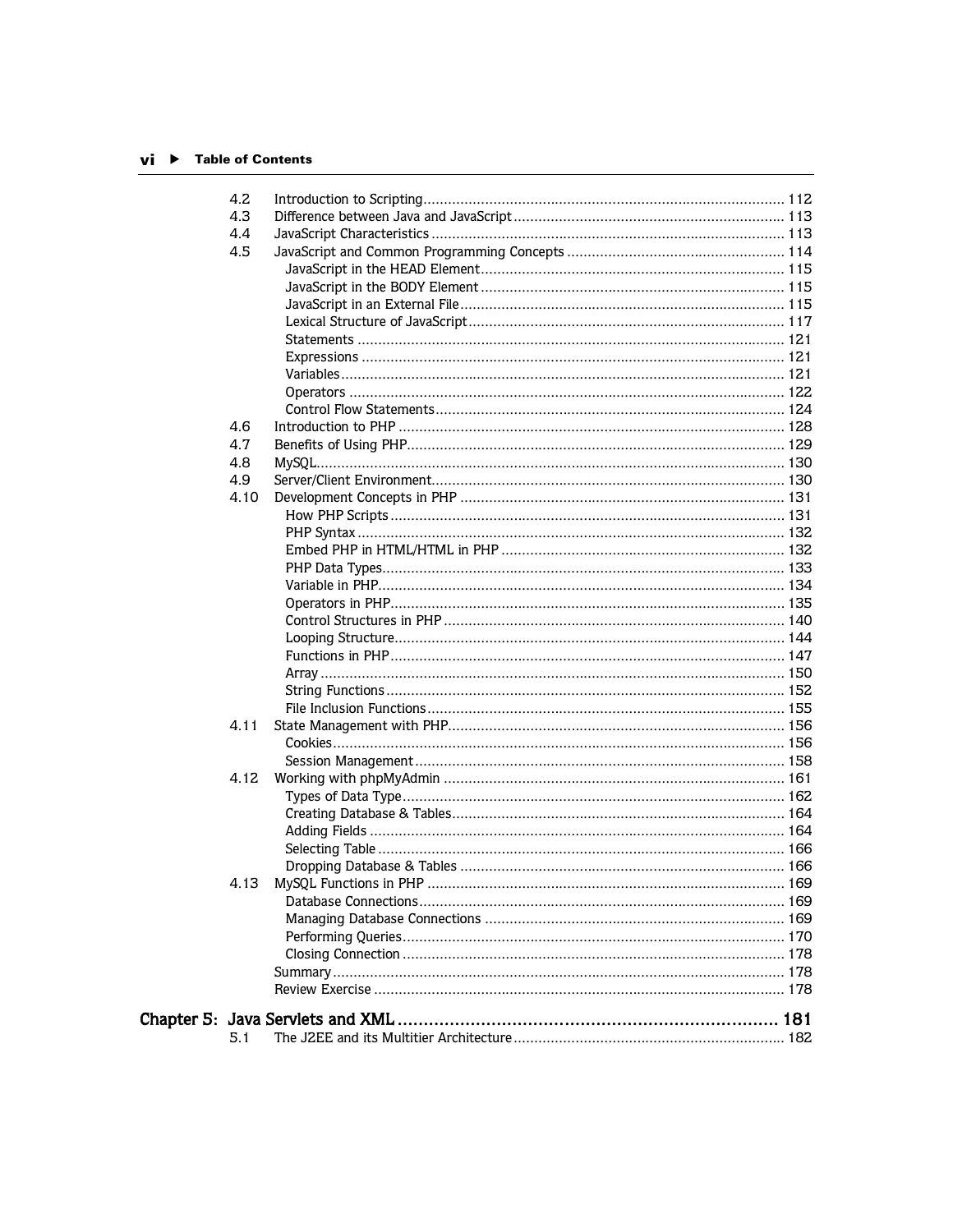| | | |
|---|---|---|
| 4.2 | Introduction to Scripting | 112 |
| 4.3 | Difference between Java and JavaScript | 113 |
| 4.4 | JavaScript Characteristics | 113 |
| 4.5 | JavaScript and Common Programming Concepts | 114 |
| | JavaScript in the HEAD Element | 115 |
| | JavaScript in the BODY Element | 115 |
| | JavaScript in an External File | 115 |
| | Lexical Structure of JavaScript | 117 |
| | Statements | 121 |
| | Expressions | 121 |
| | Variables | 121 |
| | Operators | 122 |
| | Control Flow Statements | 124 |
| 4.6 | Introduction to PHP | 128 |
| 4.7 | Benefits of Using PHP | 129 |
| 4.8 | MySQL | 130 |
| 4.9 | Server/Client Environment | 130 |
| 4.10 | Development Concepts in PHP | 131 |
| | How PHP Scripts | 131 |
| | PHP Syntax | 132 |
| | Embed PHP in HTML/HTML in PHP | 132 |
| | PHP Data Types | 133 |
| | Variable in PHP | 134 |
| | Operators in PHP | 135 |
| | Control Structures in PHP | 140 |
| | Looping Structure | 144 |
| | Functions in PHP | 147 |
| | Array | 150 |
| | String Functions | 152 |
| | File Inclusion Functions | 155 |
| 4.11 | State Management with PHP | 156 |
| | Cookies | 156 |
| | Session Management | 158 |
| 4.12 | Working with phpMyAdmin | 161 |
| | Types of Data Type | 162 |
| | Creating Database & Tables | 164 |
| | Adding Fields | 164 |
| | Selecting Table | 166 |
| | Dropping Database & Tables | 166 |
| 4.13 | MySQL Functions in PHP | 169 |
| | Database Connections | 169 |
| | Managing Database Connections | 169 |
| | Performing Queries | 170 |
| | Closing Connection | 178 |
| | Summary | 178 |
| | Review Exercise | 178 |

## Chapter 5: Java Servlets and XML ........ 181

| | | |
|---|---|---|
| 5.1 | The J2EE and its Multitier Architecture | 182 |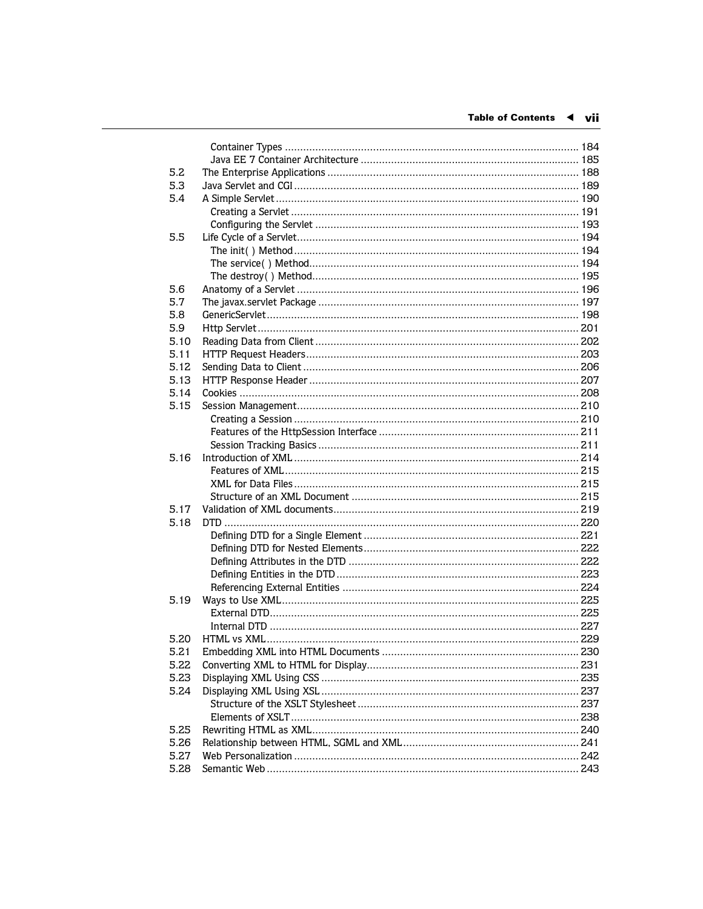| | | |
|---|---|---|
| | Container Types | 184 |
| | Java EE 7 Container Architecture | 185 |
| 5.2 | The Enterprise Applications | 188 |
| 5.3 | Java Servlet and CGI | 189 |
| 5.4 | A Simple Servlet | 190 |
| | Creating a Servlet | 191 |
| | Configuring the Servlet | 193 |
| 5.5 | Life Cycle of a Servlet | 194 |
| | The init( ) Method | 194 |
| | The service( ) Method | 194 |
| | The destroy( ) Method | 195 |
| 5.6 | Anatomy of a Servlet | 196 |
| 5.7 | The javax.servlet Package | 197 |
| 5.8 | GenericServlet | 198 |
| 5.9 | Http Servlet | 201 |
| 5.10 | Reading Data from Client | 202 |
| 5.11 | HTTP Request Headers | 203 |
| 5.12 | Sending Data to Client | 206 |
| 5.13 | HTTP Response Header | 207 |
| 5.14 | Cookies | 208 |
| 5.15 | Session Management | 210 |
| | Creating a Session | 210 |
| | Features of the HttpSession Interface | 211 |
| | Session Tracking Basics | 211 |
| 5.16 | Introduction of XML | 214 |
| | Features of XML | 215 |
| | XML for Data Files | 215 |
| | Structure of an XML Document | 215 |
| 5.17 | Validation of XML documents | 219 |
| 5.18 | DTD | 220 |
| | Defining DTD for a Single Element | 221 |
| | Defining DTD for Nested Elements | 222 |
| | Defining Attributes in the DTD | 222 |
| | Defining Entities in the DTD | 223 |
| | Referencing External Entities | 224 |
| 5.19 | Ways to Use XML | 225 |
| | External DTD | 225 |
| | Internal DTD | 227 |
| 5.20 | HTML vs XML | 229 |
| 5.21 | Embedding XML into HTML Documents | 230 |
| 5.22 | Converting XML to HTML for Display | 231 |
| 5.23 | Displaying XML Using CSS | 235 |
| 5.24 | Displaying XML Using XSL | 237 |
| | Structure of the XSLT Stylesheet | 237 |
| | Elements of XSLT | 238 |
| 5.25 | Rewriting HTML as XML | 240 |
| 5.26 | Relationship between HTML, SGML and XML | 241 |
| 5.27 | Web Personalization | 242 |
| 5.28 | Semantic Web | 243 |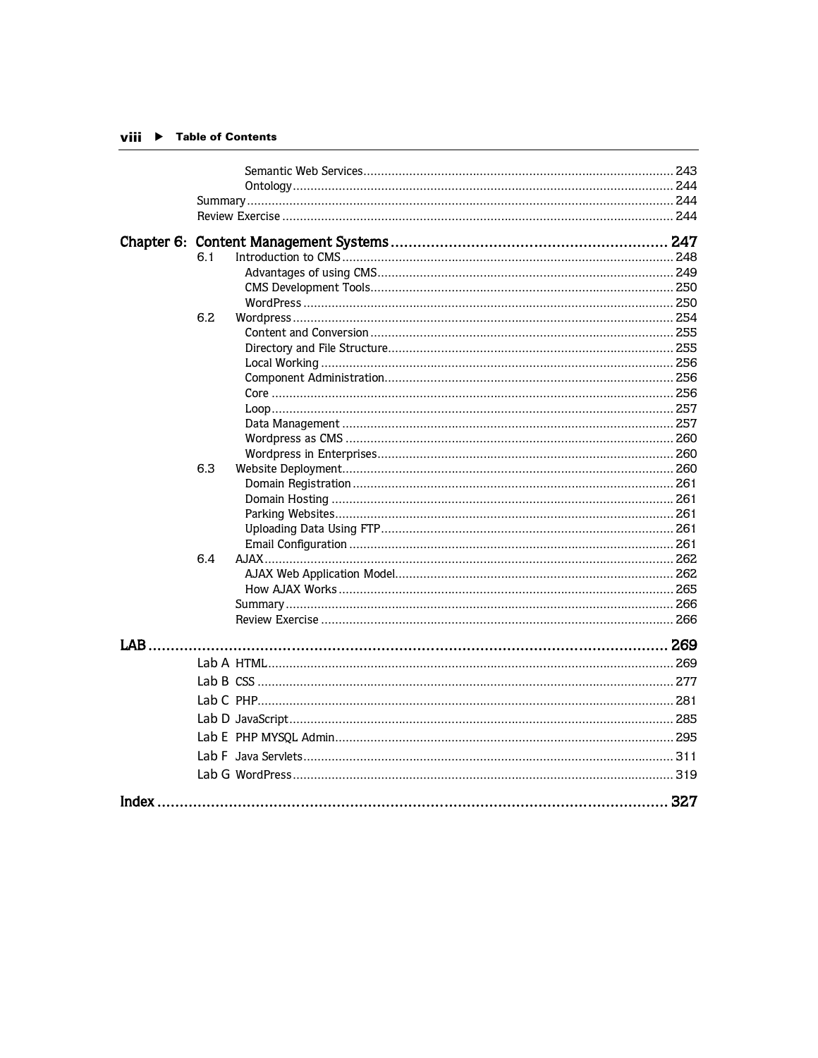Semantic Web Services ........ 243
Ontology ........ 244
Summary ........ 244
Review Exercise ........ 244

## Chapter 6: Content Management Systems ........ 247

6.1 Introduction to CMS ........ 248
- Advantages of using CMS ........ 249
- CMS Development Tools ........ 250
- WordPress ........ 250

6.2 Wordpress ........ 254
- Content and Conversion ........ 255
- Directory and File Structure ........ 255
- Local Working ........ 256
- Component Administration ........ 256
- Core ........ 256
- Loop ........ 257
- Data Management ........ 257
- Wordpress as CMS ........ 260
- Wordpress in Enterprises ........ 260

6.3 Website Deployment ........ 260
- Domain Registration ........ 261
- Domain Hosting ........ 261
- Parking Websites ........ 261
- Uploading Data Using FTP ........ 261
- Email Configuration ........ 261

6.4 AJAX ........ 262
- AJAX Web Application Model ........ 262
- How AJAX Works ........ 265

Summary ........ 266
Review Exercise ........ 266

## LAB ........ 269

Lab A HTML ........ 269
Lab B CSS ........ 277
Lab C PHP ........ 281
Lab D JavaScript ........ 285
Lab E PHP MYSQL Admin ........ 295
Lab F Java Servlets ........ 311
Lab G WordPress ........ 319

## Index ........ 327